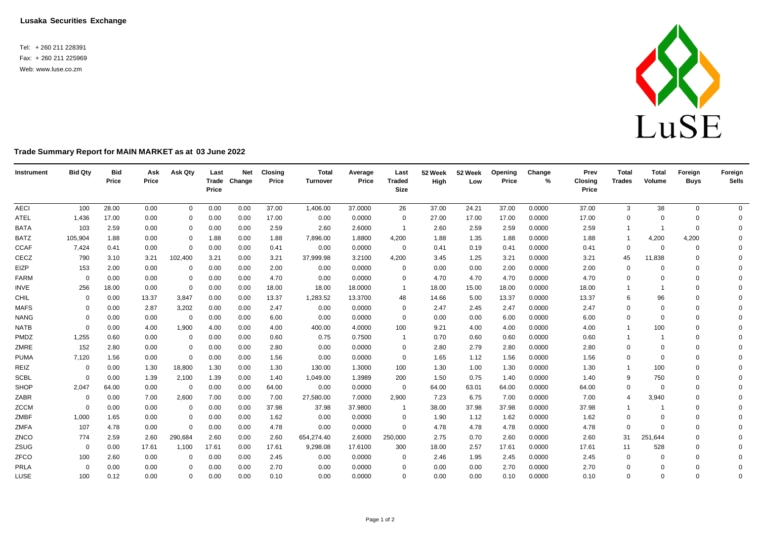**Lusaka Securities Exchange**

Tel: + 260 211 228391
Fax: + 260 211 225969
Web: www.luse.co.zm

LuSE

**Trade Summary Report for MAIN MARKET as at 03 June 2022**

| Instrument | Bid Qty | Bid Price | Ask Price | Ask Qty | Last Trade Price | Net Change | Closing Price | Total Turnover | Average Price | Last Traded Size | 52 Week High | 52 Week Low | Opening Price | Change % | Prev Closing Price | Total Trades | Total Volume | Foreign Buys | Foreign Sells |
|---|---|---|---|---|---|---|---|---|---|---|---|---|---|---|---|---|---|---|---|
| AECI | 100 | 28.00 | 0.00 | 0 | 0.00 | 0.00 | 37.00 | 1,406.00 | 37.0000 | 26 | 37.00 | 24.21 | 37.00 | 0.0000 | 37.00 | 3 | 38 | 0 | 0 |
| ATEL | 1,436 | 17.00 | 0.00 | 0 | 0.00 | 0.00 | 17.00 | 0.00 | 0.0000 | 0 | 27.00 | 17.00 | 17.00 | 0.0000 | 17.00 | 0 | 0 | 0 | 0 |
| BATA | 103 | 2.59 | 0.00 | 0 | 0.00 | 0.00 | 2.59 | 2.60 | 2.6000 | 1 | 2.60 | 2.59 | 2.59 | 0.0000 | 2.59 | 1 | 1 | 0 | 0 |
| BATZ | 105,904 | 1.88 | 0.00 | 0 | 1.88 | 0.00 | 1.88 | 7,896.00 | 1.8800 | 4,200 | 1.88 | 1.35 | 1.88 | 0.0000 | 1.88 | 1 | 4,200 | 4,200 | 0 |
| CCAF | 7,424 | 0.41 | 0.00 | 0 | 0.00 | 0.00 | 0.41 | 0.00 | 0.0000 | 0 | 0.41 | 0.19 | 0.41 | 0.0000 | 0.41 | 0 | 0 | 0 | 0 |
| CECZ | 790 | 3.10 | 3.21 | 102,400 | 3.21 | 0.00 | 3.21 | 37,999.98 | 3.2100 | 4,200 | 3.45 | 1.25 | 3.21 | 0.0000 | 3.21 | 45 | 11,838 | 0 | 0 |
| EIZP | 153 | 2.00 | 0.00 | 0 | 0.00 | 0.00 | 2.00 | 0.00 | 0.0000 | 0 | 0.00 | 0.00 | 2.00 | 0.0000 | 2.00 | 0 | 0 | 0 | 0 |
| FARM | 0 | 0.00 | 0.00 | 0 | 0.00 | 0.00 | 4.70 | 0.00 | 0.0000 | 0 | 4.70 | 4.70 | 4.70 | 0.0000 | 4.70 | 0 | 0 | 0 | 0 |
| INVE | 256 | 18.00 | 0.00 | 0 | 0.00 | 0.00 | 18.00 | 18.00 | 18.0000 | 1 | 18.00 | 15.00 | 18.00 | 0.0000 | 18.00 | 1 | 1 | 0 | 0 |
| CHIL | 0 | 0.00 | 13.37 | 3,847 | 0.00 | 0.00 | 13.37 | 1,283.52 | 13.3700 | 48 | 14.66 | 5.00 | 13.37 | 0.0000 | 13.37 | 6 | 96 | 0 | 0 |
| MAFS | 0 | 0.00 | 2.87 | 3,202 | 0.00 | 0.00 | 2.47 | 0.00 | 0.0000 | 0 | 2.47 | 2.45 | 2.47 | 0.0000 | 2.47 | 0 | 0 | 0 | 0 |
| NANG | 0 | 0.00 | 0.00 | 0 | 0.00 | 0.00 | 6.00 | 0.00 | 0.0000 | 0 | 0.00 | 0.00 | 6.00 | 0.0000 | 6.00 | 0 | 0 | 0 | 0 |
| NATB | 0 | 0.00 | 4.00 | 1,900 | 4.00 | 0.00 | 4.00 | 400.00 | 4.0000 | 100 | 9.21 | 4.00 | 4.00 | 0.0000 | 4.00 | 1 | 100 | 0 | 0 |
| PMDZ | 1,255 | 0.60 | 0.00 | 0 | 0.00 | 0.00 | 0.60 | 0.75 | 0.7500 | 1 | 0.70 | 0.60 | 0.60 | 0.0000 | 0.60 | 1 | 1 | 0 | 0 |
| ZMRE | 152 | 2.80 | 0.00 | 0 | 0.00 | 0.00 | 2.80 | 0.00 | 0.0000 | 0 | 2.80 | 2.79 | 2.80 | 0.0000 | 2.80 | 0 | 0 | 0 | 0 |
| PUMA | 7,120 | 1.56 | 0.00 | 0 | 0.00 | 0.00 | 1.56 | 0.00 | 0.0000 | 0 | 1.65 | 1.12 | 1.56 | 0.0000 | 1.56 | 0 | 0 | 0 | 0 |
| REIZ | 0 | 0.00 | 1.30 | 18,800 | 1.30 | 0.00 | 1.30 | 130.00 | 1.3000 | 100 | 1.30 | 1.00 | 1.30 | 0.0000 | 1.30 | 1 | 100 | 0 | 0 |
| SCBL | 0 | 0.00 | 1.39 | 2,100 | 1.39 | 0.00 | 1.40 | 1,049.00 | 1.3989 | 200 | 1.50 | 0.75 | 1.40 | 0.0000 | 1.40 | 9 | 750 | 0 | 0 |
| SHOP | 2,047 | 64.00 | 0.00 | 0 | 0.00 | 0.00 | 64.00 | 0.00 | 0.0000 | 0 | 64.00 | 63.01 | 64.00 | 0.0000 | 64.00 | 0 | 0 | 0 | 0 |
| ZABR | 0 | 0.00 | 7.00 | 2,600 | 7.00 | 0.00 | 7.00 | 27,580.00 | 7.0000 | 2,900 | 7.23 | 6.75 | 7.00 | 0.0000 | 7.00 | 4 | 3,940 | 0 | 0 |
| ZCCM | 0 | 0.00 | 0.00 | 0 | 0.00 | 0.00 | 37.98 | 37.98 | 37.9800 | 1 | 38.00 | 37.98 | 37.98 | 0.0000 | 37.98 | 1 | 1 | 0 | 0 |
| ZMBF | 1,000 | 1.65 | 0.00 | 0 | 0.00 | 0.00 | 1.62 | 0.00 | 0.0000 | 0 | 1.90 | 1.12 | 1.62 | 0.0000 | 1.62 | 0 | 0 | 0 | 0 |
| ZMFA | 107 | 4.78 | 0.00 | 0 | 0.00 | 0.00 | 4.78 | 0.00 | 0.0000 | 0 | 4.78 | 4.78 | 4.78 | 0.0000 | 4.78 | 0 | 0 | 0 | 0 |
| ZNCO | 774 | 2.59 | 2.60 | 290,684 | 2.60 | 0.00 | 2.60 | 654,274.40 | 2.6000 | 250,000 | 2.75 | 0.70 | 2.60 | 0.0000 | 2.60 | 31 | 251,644 | 0 | 0 |
| ZSUG | 0 | 0.00 | 17.61 | 1,100 | 17.61 | 0.00 | 17.61 | 9,298.08 | 17.6100 | 300 | 18.00 | 2.57 | 17.61 | 0.0000 | 17.61 | 11 | 528 | 0 | 0 |
| ZFCO | 100 | 2.60 | 0.00 | 0 | 0.00 | 0.00 | 2.45 | 0.00 | 0.0000 | 0 | 2.46 | 1.95 | 2.45 | 0.0000 | 2.45 | 0 | 0 | 0 | 0 |
| PRLA | 0 | 0.00 | 0.00 | 0 | 0.00 | 0.00 | 2.70 | 0.00 | 0.0000 | 0 | 0.00 | 0.00 | 2.70 | 0.0000 | 2.70 | 0 | 0 | 0 | 0 |
| LUSE | 100 | 0.12 | 0.00 | 0 | 0.00 | 0.00 | 0.10 | 0.00 | 0.0000 | 0 | 0.00 | 0.00 | 0.10 | 0.0000 | 0.10 | 0 | 0 | 0 | 0 |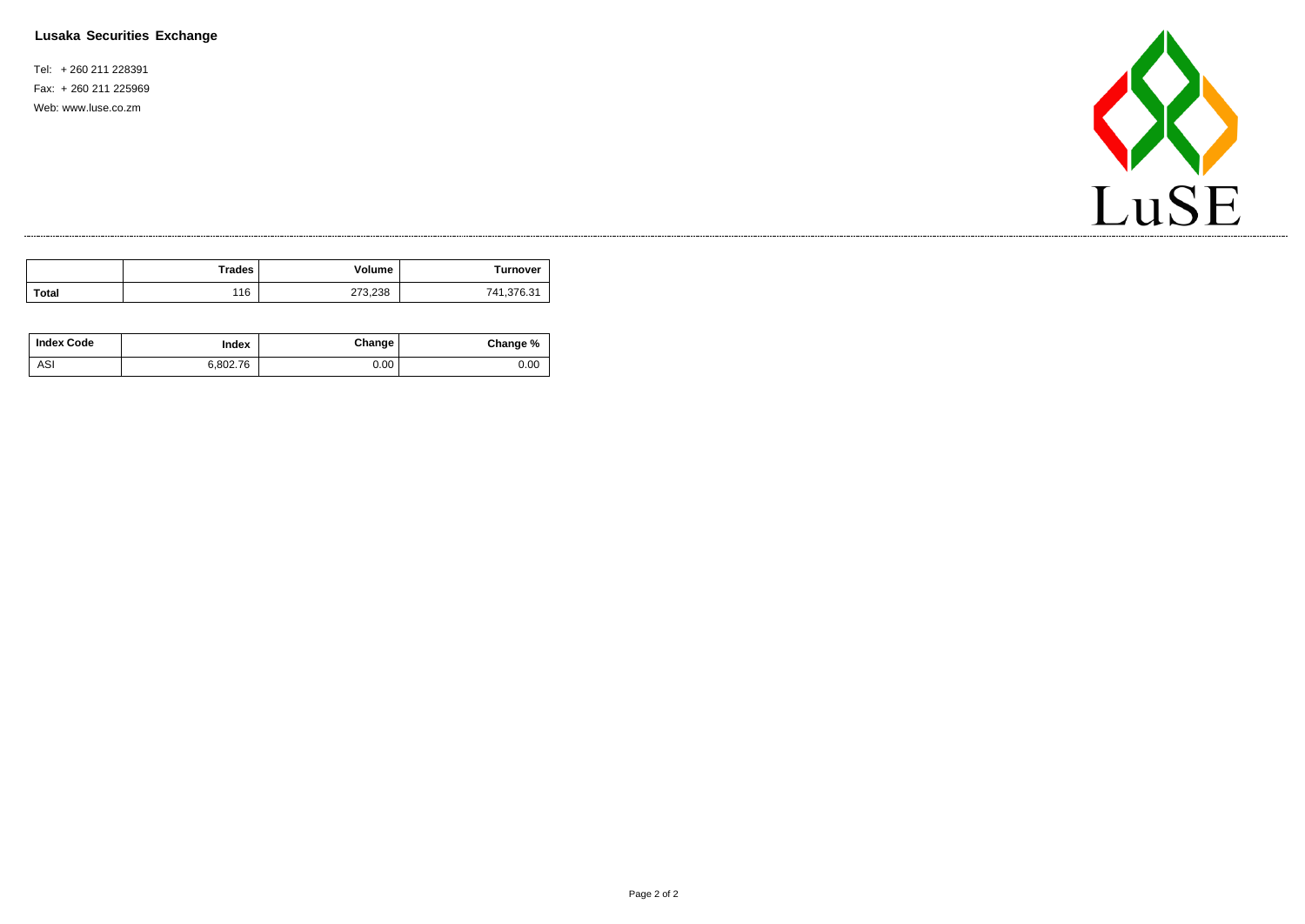**Lusaka Securities Exchange**

Tel: + 260 211 228391

Fax: + 260 211 225969

Web: www.luse.co.zm

LuSE

| | Trades | Volume | Turnover |
|---|---|---|---|
| **Total** | 116 | 273,238 | 741,376.31 |

| Index Code | Index | Change | Change % |
|---|---|---|---|
| ASI | 6,802.76 | 0.00 | 0.00 |